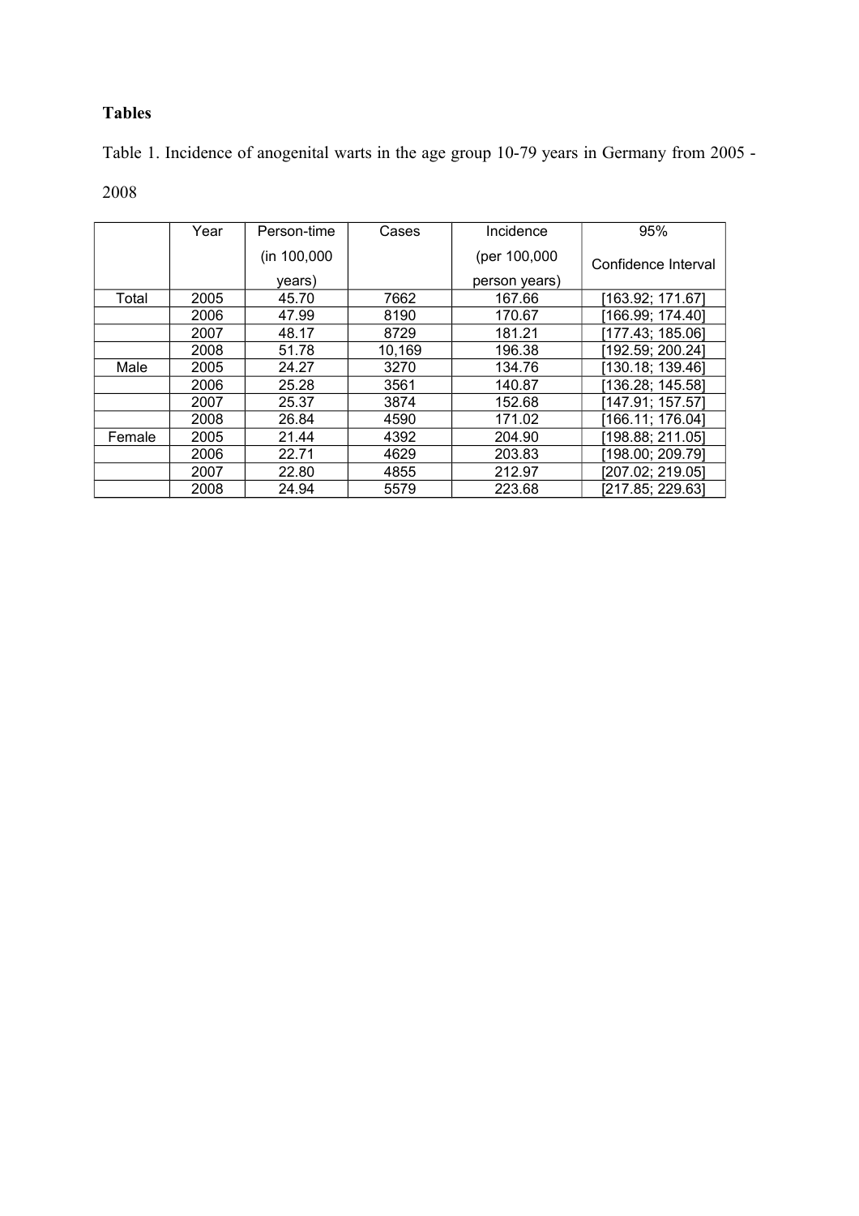**Tables**

Table 1. Incidence of anogenital warts in the age group 10-79 years in Germany from 2005 - 2008

| | Year | Person-time (in 100,000 years) | Cases | Incidence (per 100,000 person years) | 95% Confidence Interval |
|---|---|---|---|---|---|
| Total | 2005 | 45.70 | 7662 | 167.66 | [163.92; 171.67] |
| | 2006 | 47.99 | 8190 | 170.67 | [166.99; 174.40] |
| | 2007 | 48.17 | 8729 | 181.21 | [177.43; 185.06] |
| | 2008 | 51.78 | 10,169 | 196.38 | [192.59; 200.24] |
| Male | 2005 | 24.27 | 3270 | 134.76 | [130.18; 139.46] |
| | 2006 | 25.28 | 3561 | 140.87 | [136.28; 145.58] |
| | 2007 | 25.37 | 3874 | 152.68 | [147.91; 157.57] |
| | 2008 | 26.84 | 4590 | 171.02 | [166.11; 176.04] |
| Female | 2005 | 21.44 | 4392 | 204.90 | [198.88; 211.05] |
| | 2006 | 22.71 | 4629 | 203.83 | [198.00; 209.79] |
| | 2007 | 22.80 | 4855 | 212.97 | [207.02; 219.05] |
| | 2008 | 24.94 | 5579 | 223.68 | [217.85; 229.63] |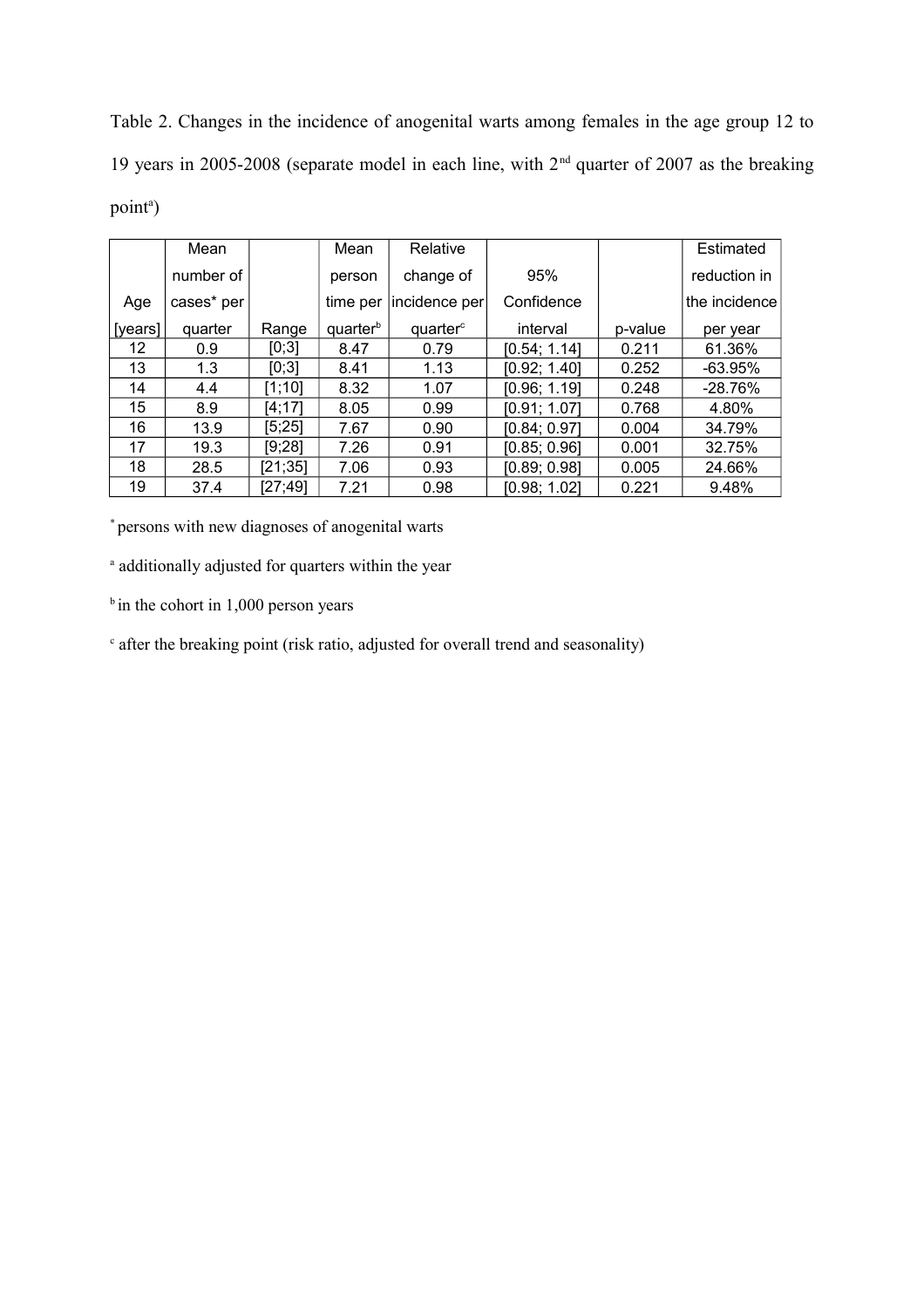Table 2. Changes in the incidence of anogenital warts among females in the age group 12 to 19 years in 2005-2008 (separate model in each line, with 2nd quarter of 2007 as the breaking point[a])

| Age [years] | Mean number of cases* per quarter | Range | Mean person time per quarter[b] | Relative change of incidence per quarter[c] | 95% Confidence interval | p-value | Estimated reduction in the incidence per year |
|---|---|---|---|---|---|---|---|
| 12 | 0.9 | [0;3] | 8.47 | 0.79 | [0.54; 1.14] | 0.211 | 61.36% |
| 13 | 1.3 | [0;3] | 8.41 | 1.13 | [0.92; 1.40] | 0.252 | -63.95% |
| 14 | 4.4 | [1;10] | 8.32 | 1.07 | [0.96; 1.19] | 0.248 | -28.76% |
| 15 | 8.9 | [4;17] | 8.05 | 0.99 | [0.91; 1.07] | 0.768 | 4.80% |
| 16 | 13.9 | [5;25] | 7.67 | 0.90 | [0.84; 0.97] | 0.004 | 34.79% |
| 17 | 19.3 | [9;28] | 7.26 | 0.91 | [0.85; 0.96] | 0.001 | 32.75% |
| 18 | 28.5 | [21;35] | 7.06 | 0.93 | [0.89; 0.98] | 0.005 | 24.66% |
| 19 | 37.4 | [27;49] | 7.21 | 0.98 | [0.98; 1.02] | 0.221 | 9.48% |

[*] persons with new diagnoses of anogenital warts

[a] additionally adjusted for quarters within the year

[b] in the cohort in 1,000 person years

[c] after the breaking point (risk ratio, adjusted for overall trend and seasonality)